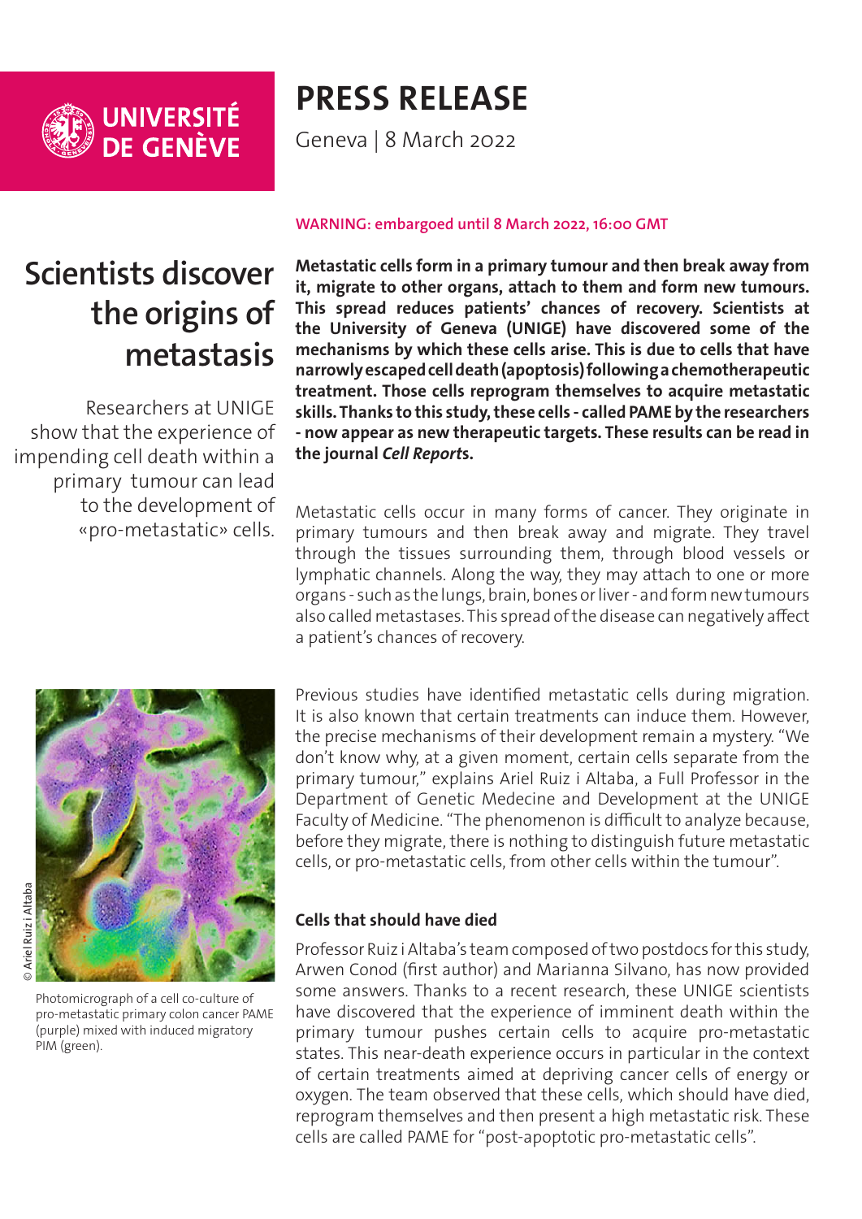UNIVERSITÉ DE GENÈVE

# PRESS RELEASE

Geneva | 8 March 2022

WARNING: embargoed until 8 March 2022, 16:00 GMT

## Scientists discover the origins of metastasis

Researchers at UNIGE show that the experience of impending cell death within a primary tumour can lead to the development of «pro-metastatic» cells.

**Metastatic cells form in a primary tumour and then break away from it, migrate to other organs, attach to them and form new tumours. This spread reduces patients' chances of recovery. Scientists at the University of Geneva (UNIGE) have discovered some of the mechanisms by which these cells arise. This is due to cells that have narrowly escaped cell death (apoptosis) following a chemotherapeutic treatment. Those cells reprogram themselves to acquire metastatic skills. Thanks to this study, these cells - called PAME by the researchers - now appear as new therapeutic targets. These results can be read in the journal *Cell Reports*.**

Metastatic cells occur in many forms of cancer. They originate in primary tumours and then break away and migrate. They travel through the tissues surrounding them, through blood vessels or lymphatic channels. Along the way, they may attach to one or more organs - such as the lungs, brain, bones or liver - and form new tumours also called metastases. This spread of the disease can negatively affect a patient's chances of recovery.

© Ariel Ruiz i Altaba

Photomicrograph of a cell co-culture of pro-metastatic primary colon cancer PAME (purple) mixed with induced migratory PIM (green).

Previous studies have identified metastatic cells during migration. It is also known that certain treatments can induce them. However, the precise mechanisms of their development remain a mystery. "We don't know why, at a given moment, certain cells separate from the primary tumour," explains Ariel Ruiz i Altaba, a Full Professor in the Department of Genetic Medecine and Development at the UNIGE Faculty of Medicine. "The phenomenon is difficult to analyze because, before they migrate, there is nothing to distinguish future metastatic cells, or pro-metastatic cells, from other cells within the tumour".

### Cells that should have died

Professor Ruiz i Altaba's team composed of two postdocs for this study, Arwen Conod (first author) and Marianna Silvano, has now provided some answers. Thanks to a recent research, these UNIGE scientists have discovered that the experience of imminent death within the primary tumour pushes certain cells to acquire pro-metastatic states. This near-death experience occurs in particular in the context of certain treatments aimed at depriving cancer cells of energy or oxygen. The team observed that these cells, which should have died, reprogram themselves and then present a high metastatic risk. These cells are called PAME for "post-apoptotic pro-metastatic cells".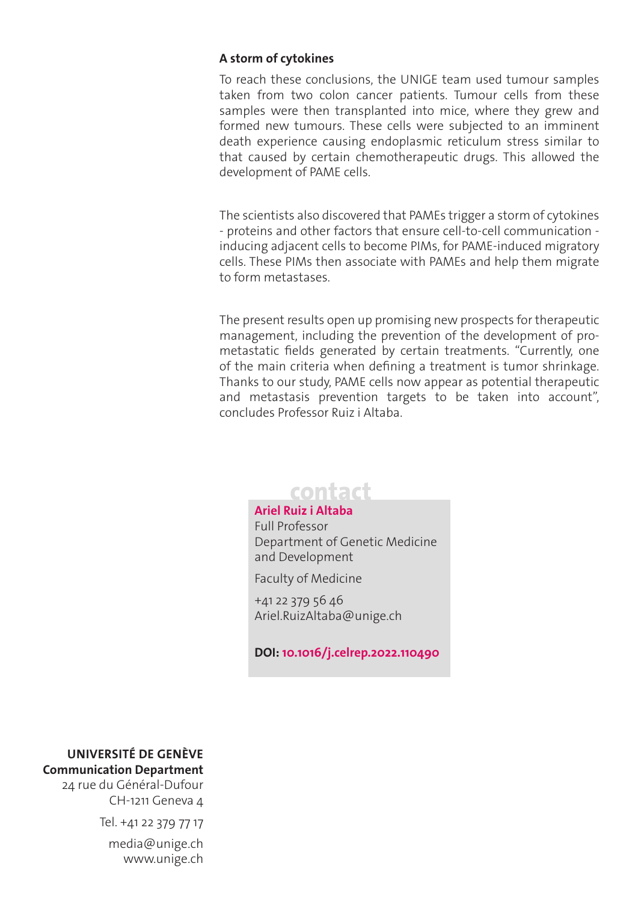### A storm of cytokines

To reach these conclusions, the UNIGE team used tumour samples taken from two colon cancer patients. Tumour cells from these samples were then transplanted into mice, where they grew and formed new tumours. These cells were subjected to an imminent death experience causing endoplasmic reticulum stress similar to that caused by certain chemotherapeutic drugs. This allowed the development of PAME cells.

The scientists also discovered that PAMEs trigger a storm of cytokines - proteins and other factors that ensure cell-to-cell communication - inducing adjacent cells to become PIMs, for PAME-induced migratory cells. These PIMs then associate with PAMEs and help them migrate to form metastases.

The present results open up promising new prospects for therapeutic management, including the prevention of the development of pro-metastatic fields generated by certain treatments. "Currently, one of the main criteria when defining a treatment is tumor shrinkage. Thanks to our study, PAME cells now appear as potential therapeutic and metastasis prevention targets to be taken into account", concludes Professor Ruiz i Altaba.

## contact

**Ariel Ruiz i Altaba**
Full Professor
Department of Genetic Medicine and Development

Faculty of Medicine

+41 22 379 56 46
Ariel.RuizAltaba@unige.ch

**DOI:** **10.1016/j.celrep.2022.110490**

**UNIVERSITÉ DE GENÈVE**
**Communication Department**
24 rue du Général-Dufour
CH-1211 Geneva 4

Tel. +41 22 379 77 17

media@unige.ch
www.unige.ch